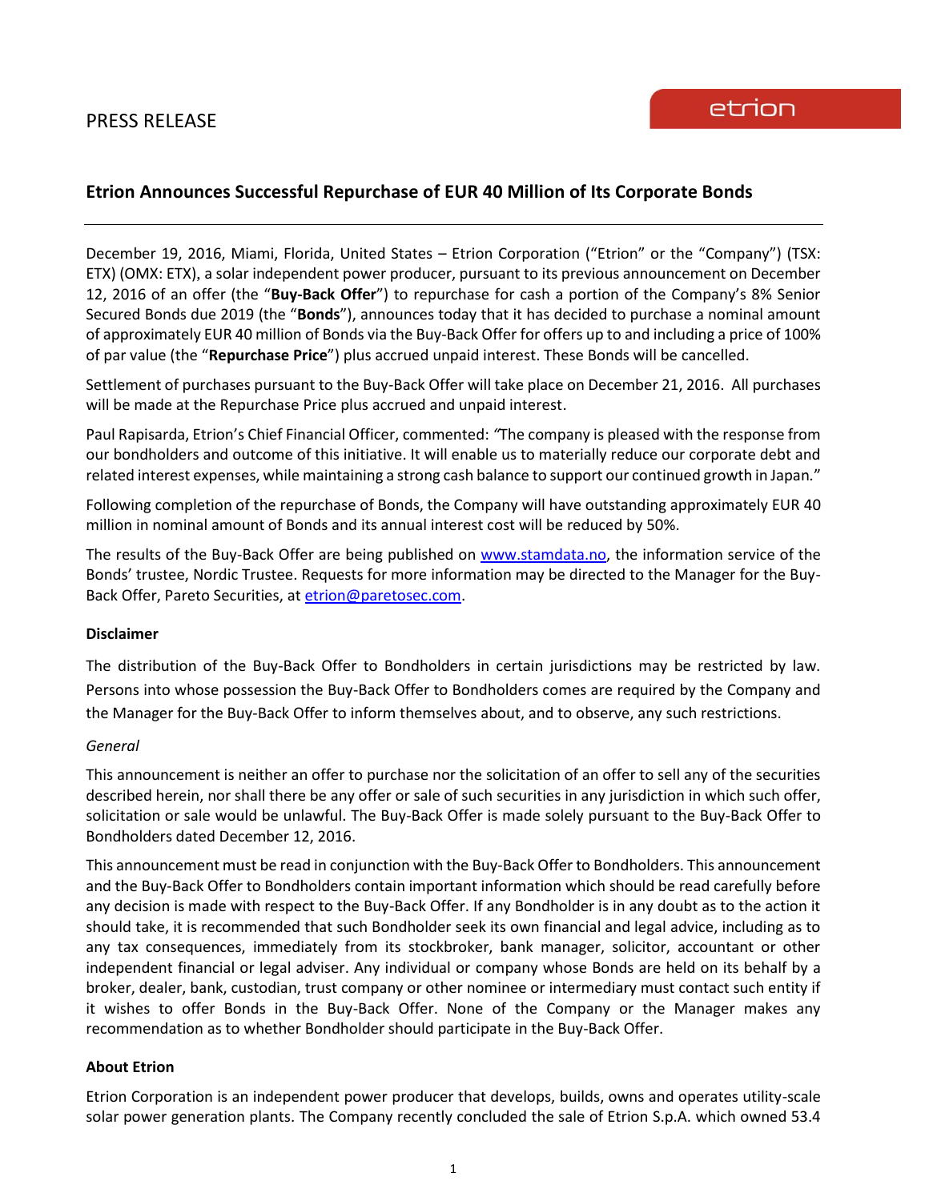PRESS RELEASE

etrion

# Etrion Announces Successful Repurchase of EUR 40 Million of Its Corporate Bonds

---

December 19, 2016, Miami, Florida, United States – Etrion Corporation ("Etrion" or the "Company") (TSX: ETX) (OMX: ETX), a solar independent power producer, pursuant to its previous announcement on December 12, 2016 of an offer (the "**Buy-Back Offer**") to repurchase for cash a portion of the Company's 8% Senior Secured Bonds due 2019 (the "**Bonds**"), announces today that it has decided to purchase a nominal amount of approximately EUR 40 million of Bonds via the Buy-Back Offer for offers up to and including a price of 100% of par value (the "**Repurchase Price**") plus accrued unpaid interest. These Bonds will be cancelled.

Settlement of purchases pursuant to the Buy-Back Offer will take place on December 21, 2016. All purchases will be made at the Repurchase Price plus accrued and unpaid interest.

Paul Rapisarda, Etrion's Chief Financial Officer, commented: "The company is pleased with the response from our bondholders and outcome of this initiative. It will enable us to materially reduce our corporate debt and related interest expenses, while maintaining a strong cash balance to support our continued growth in Japan."

Following completion of the repurchase of Bonds, the Company will have outstanding approximately EUR 40 million in nominal amount of Bonds and its annual interest cost will be reduced by 50%.

The results of the Buy-Back Offer are being published on www.stamdata.no, the information service of the Bonds' trustee, Nordic Trustee. Requests for more information may be directed to the Manager for the Buy-Back Offer, Pareto Securities, at etrion@paretosec.com.

**Disclaimer**

The distribution of the Buy-Back Offer to Bondholders in certain jurisdictions may be restricted by law. Persons into whose possession the Buy-Back Offer to Bondholders comes are required by the Company and the Manager for the Buy-Back Offer to inform themselves about, and to observe, any such restrictions.

*General*

This announcement is neither an offer to purchase nor the solicitation of an offer to sell any of the securities described herein, nor shall there be any offer or sale of such securities in any jurisdiction in which such offer, solicitation or sale would be unlawful. The Buy-Back Offer is made solely pursuant to the Buy-Back Offer to Bondholders dated December 12, 2016.

This announcement must be read in conjunction with the Buy-Back Offer to Bondholders. This announcement and the Buy-Back Offer to Bondholders contain important information which should be read carefully before any decision is made with respect to the Buy-Back Offer. If any Bondholder is in any doubt as to the action it should take, it is recommended that such Bondholder seek its own financial and legal advice, including as to any tax consequences, immediately from its stockbroker, bank manager, solicitor, accountant or other independent financial or legal adviser. Any individual or company whose Bonds are held on its behalf by a broker, dealer, bank, custodian, trust company or other nominee or intermediary must contact such entity if it wishes to offer Bonds in the Buy-Back Offer. None of the Company or the Manager makes any recommendation as to whether Bondholder should participate in the Buy-Back Offer.

**About Etrion**

Etrion Corporation is an independent power producer that develops, builds, owns and operates utility-scale solar power generation plants. The Company recently concluded the sale of Etrion S.p.A. which owned 53.4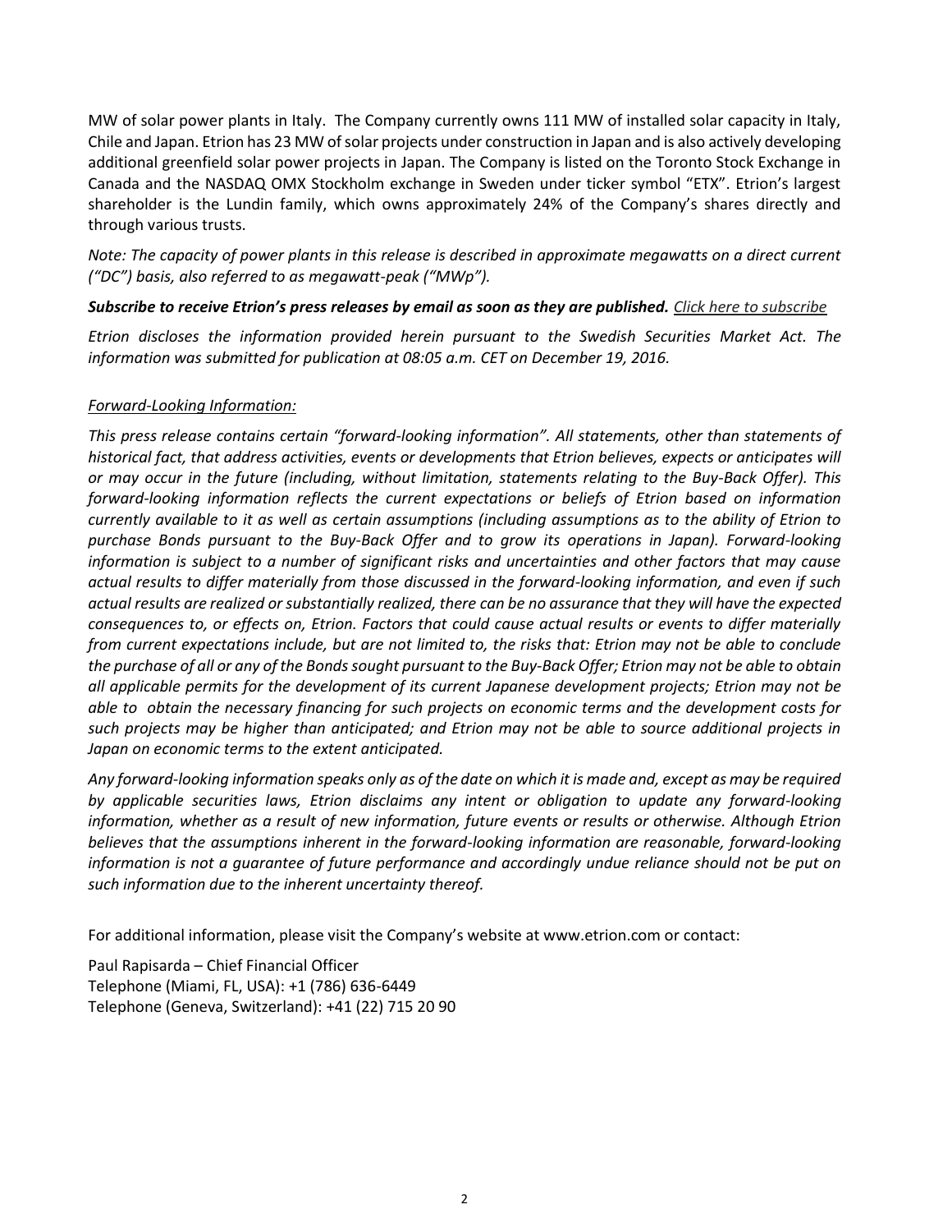MW of solar power plants in Italy. The Company currently owns 111 MW of installed solar capacity in Italy, Chile and Japan. Etrion has 23 MW of solar projects under construction in Japan and is also actively developing additional greenfield solar power projects in Japan. The Company is listed on the Toronto Stock Exchange in Canada and the NASDAQ OMX Stockholm exchange in Sweden under ticker symbol "ETX". Etrion's largest shareholder is the Lundin family, which owns approximately 24% of the Company's shares directly and through various trusts.

*Note: The capacity of power plants in this release is described in approximate megawatts on a direct current ("DC") basis, also referred to as megawatt-peak ("MWp").*

***Subscribe to receive Etrion's press releases by email as soon as they are published.*** *Click here to subscribe*

*Etrion discloses the information provided herein pursuant to the Swedish Securities Market Act. The information was submitted for publication at 08:05 a.m. CET on December 19, 2016.*

*Forward-Looking Information:*

*This press release contains certain "forward-looking information". All statements, other than statements of historical fact, that address activities, events or developments that Etrion believes, expects or anticipates will or may occur in the future (including, without limitation, statements relating to the Buy-Back Offer). This forward-looking information reflects the current expectations or beliefs of Etrion based on information currently available to it as well as certain assumptions (including assumptions as to the ability of Etrion to purchase Bonds pursuant to the Buy-Back Offer and to grow its operations in Japan). Forward-looking information is subject to a number of significant risks and uncertainties and other factors that may cause actual results to differ materially from those discussed in the forward-looking information, and even if such actual results are realized or substantially realized, there can be no assurance that they will have the expected consequences to, or effects on, Etrion. Factors that could cause actual results or events to differ materially from current expectations include, but are not limited to, the risks that: Etrion may not be able to conclude the purchase of all or any of the Bonds sought pursuant to the Buy-Back Offer; Etrion may not be able to obtain all applicable permits for the development of its current Japanese development projects; Etrion may not be able to obtain the necessary financing for such projects on economic terms and the development costs for such projects may be higher than anticipated; and Etrion may not be able to source additional projects in Japan on economic terms to the extent anticipated.*

*Any forward-looking information speaks only as of the date on which it is made and, except as may be required by applicable securities laws, Etrion disclaims any intent or obligation to update any forward-looking information, whether as a result of new information, future events or results or otherwise. Although Etrion believes that the assumptions inherent in the forward-looking information are reasonable, forward-looking information is not a guarantee of future performance and accordingly undue reliance should not be put on such information due to the inherent uncertainty thereof.*

For additional information, please visit the Company's website at www.etrion.com or contact:

Paul Rapisarda – Chief Financial Officer
Telephone (Miami, FL, USA): +1 (786) 636-6449
Telephone (Geneva, Switzerland): +41 (22) 715 20 90